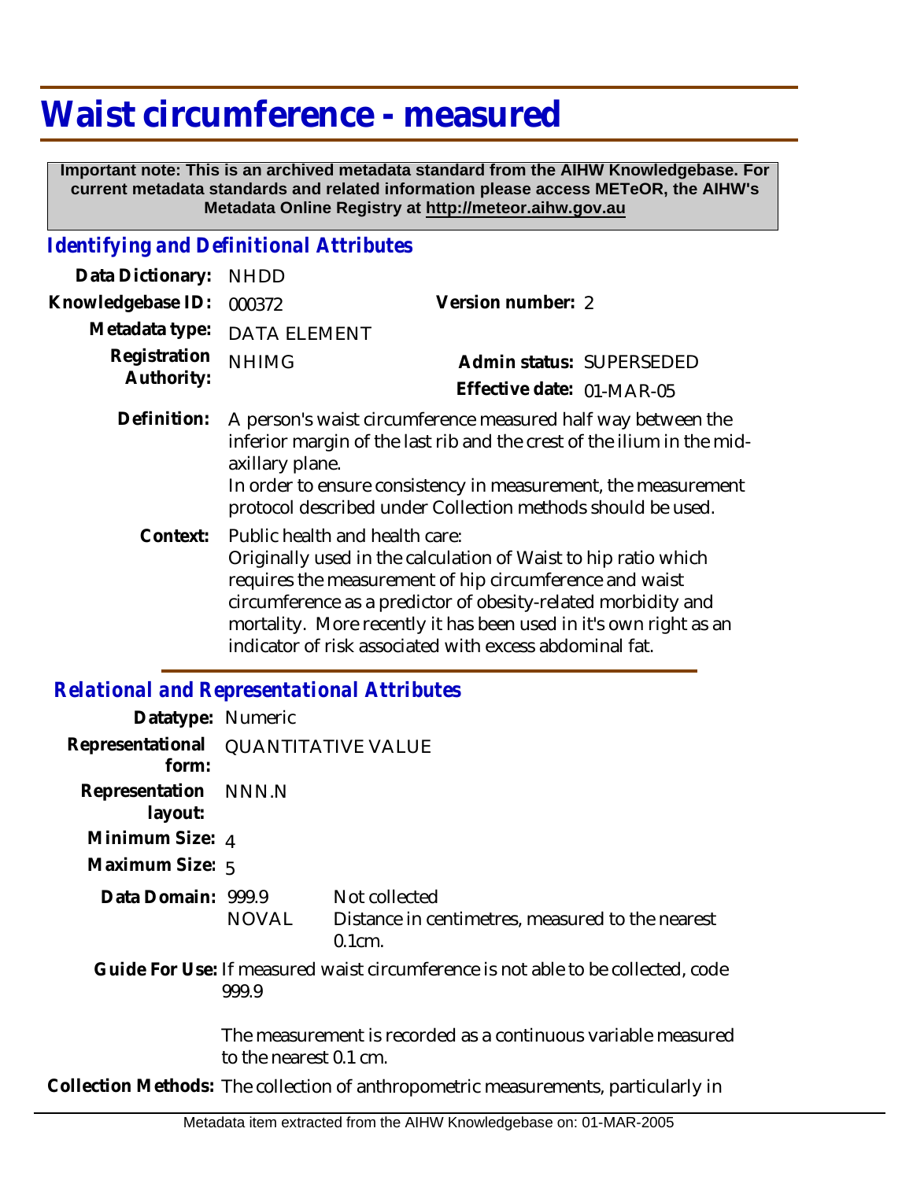# Waist circumference - measured

**Important note: This is an archived metadata standard from the AIHW Knowledgebase. For current metadata standards and related information please access METeOR, the AIHW's Metadata Online Registry at http://meteor.aihw.gov.au**

## *Identifying and Definitional Attributes*

**Data Dictionary:** NHDD

**Knowledgebase ID:** 000372

**Version number:** 2

**Metadata type:** DATA ELEMENT

**Registration Authority:** NHIMG

**Admin status:** SUPERSEDED

**Effective date:** 01-MAR-05

**Definition:** A person's waist circumference measured half way between the inferior margin of the last rib and the crest of the ilium in the mid-axillary plane.
In order to ensure consistency in measurement, the measurement protocol described under Collection methods should be used.

**Context:** Public health and health care:
Originally used in the calculation of Waist to hip ratio which requires the measurement of hip circumference and waist circumference as a predictor of obesity-related morbidity and mortality. More recently it has been used in it's own right as an indicator of risk associated with excess abdominal fat.

## *Relational and Representational Attributes*

**Datatype:** Numeric

**Representational form:** QUANTITATIVE VALUE

**Representation layout:** NNN.N

**Minimum Size:** 4

**Maximum Size:** 5

**Data Domain:**

| | |
|---|---|
| 999.9 | Not collected |
| NOVAL | Distance in centimetres, measured to the nearest 0.1cm. |

**Guide For Use:** If measured waist circumference is not able to be collected, code 999.9

The measurement is recorded as a continuous variable measured to the nearest 0.1 cm.

**Collection Methods:** The collection of anthropometric measurements, particularly in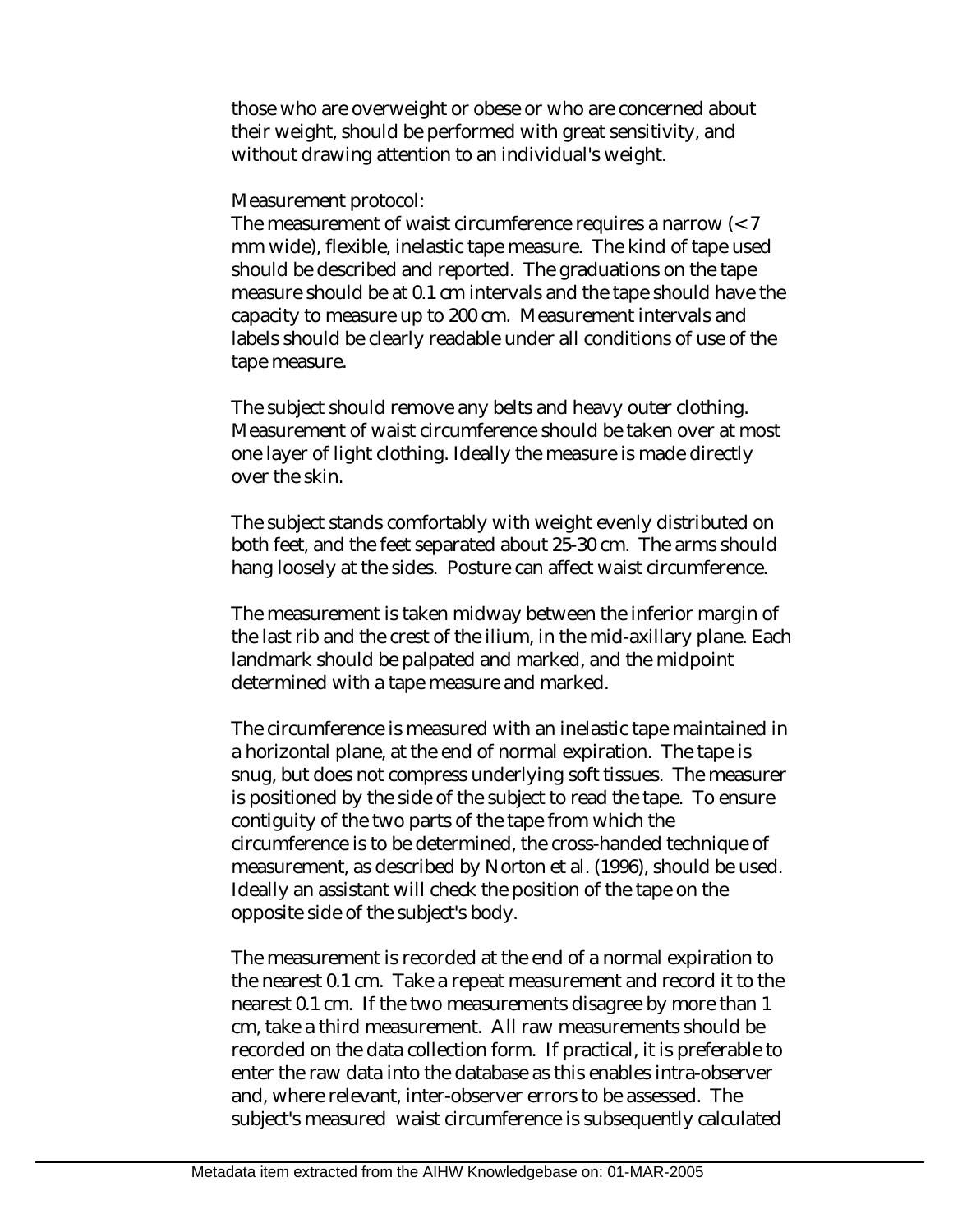those who are overweight or obese or who are concerned about their weight, should be performed with great sensitivity, and without drawing attention to an individual's weight.

Measurement protocol:
The measurement of waist circumference requires a narrow (< 7 mm wide), flexible, inelastic tape measure. The kind of tape used should be described and reported. The graduations on the tape measure should be at 0.1 cm intervals and the tape should have the capacity to measure up to 200 cm. Measurement intervals and labels should be clearly readable under all conditions of use of the tape measure.

The subject should remove any belts and heavy outer clothing. Measurement of waist circumference should be taken over at most one layer of light clothing. Ideally the measure is made directly over the skin.

The subject stands comfortably with weight evenly distributed on both feet, and the feet separated about 25-30 cm. The arms should hang loosely at the sides. Posture can affect waist circumference.

The measurement is taken midway between the inferior margin of the last rib and the crest of the ilium, in the mid-axillary plane. Each landmark should be palpated and marked, and the midpoint determined with a tape measure and marked.

The circumference is measured with an inelastic tape maintained in a horizontal plane, at the end of normal expiration. The tape is snug, but does not compress underlying soft tissues. The measurer is positioned by the side of the subject to read the tape. To ensure contiguity of the two parts of the tape from which the circumference is to be determined, the cross-handed technique of measurement, as described by Norton et al. (1996), should be used. Ideally an assistant will check the position of the tape on the opposite side of the subject's body.

The measurement is recorded at the end of a normal expiration to the nearest 0.1 cm. Take a repeat measurement and record it to the nearest 0.1 cm. If the two measurements disagree by more than 1 cm, take a third measurement. All raw measurements should be recorded on the data collection form. If practical, it is preferable to enter the raw data into the database as this enables intra-observer and, where relevant, inter-observer errors to be assessed. The subject's measured waist circumference is subsequently calculated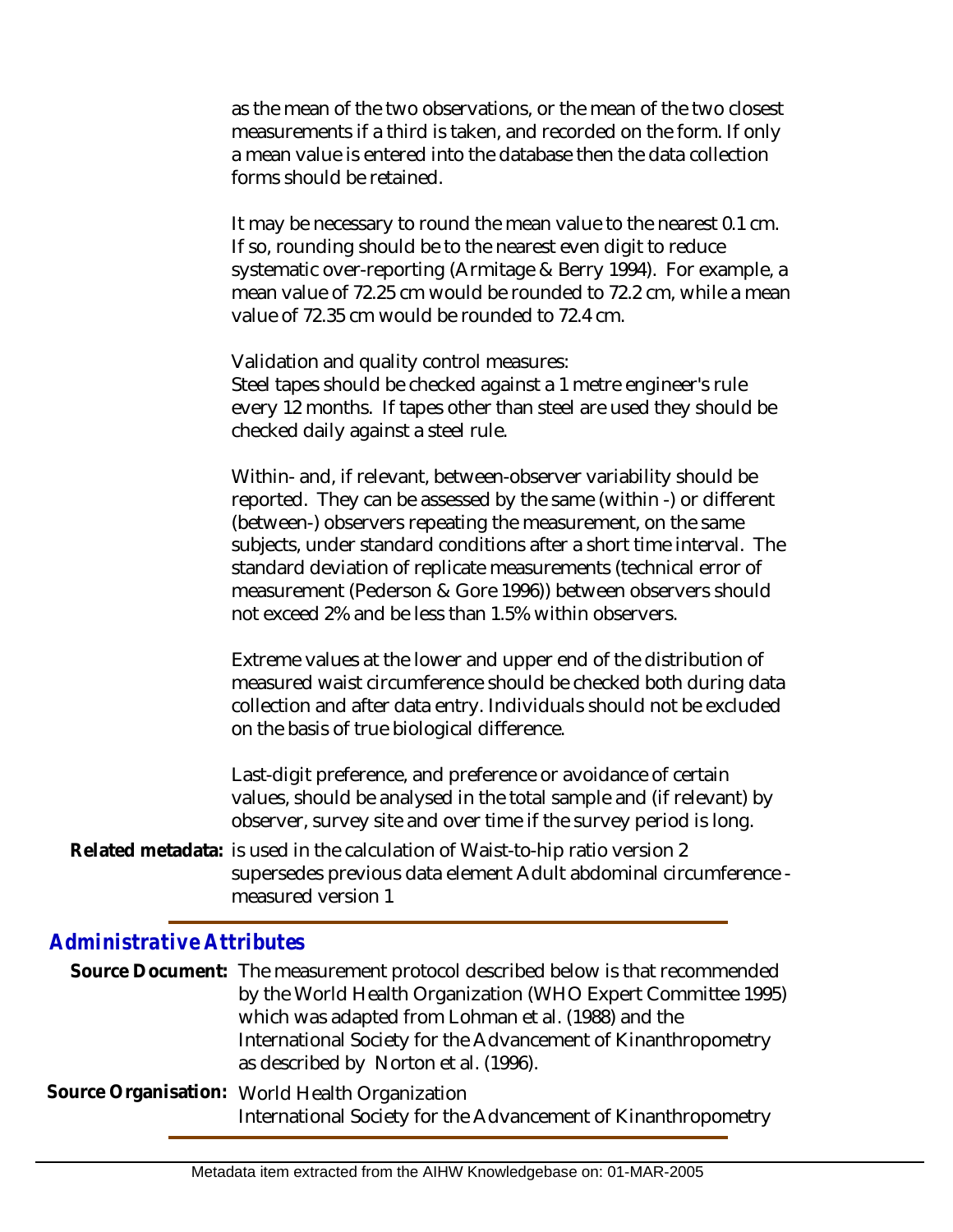as the mean of the two observations, or the mean of the two closest measurements if a third is taken, and recorded on the form. If only a mean value is entered into the database then the data collection forms should be retained.

It may be necessary to round the mean value to the nearest 0.1 cm. If so, rounding should be to the nearest even digit to reduce systematic over-reporting (Armitage & Berry 1994). For example, a mean value of 72.25 cm would be rounded to 72.2 cm, while a mean value of 72.35 cm would be rounded to 72.4 cm.

Validation and quality control measures:
Steel tapes should be checked against a 1 metre engineer's rule every 12 months. If tapes other than steel are used they should be checked daily against a steel rule.

Within- and, if relevant, between-observer variability should be reported. They can be assessed by the same (within -) or different (between-) observers repeating the measurement, on the same subjects, under standard conditions after a short time interval. The standard deviation of replicate measurements (technical error of measurement (Pederson & Gore 1996)) between observers should not exceed 2% and be less than 1.5% within observers.

Extreme values at the lower and upper end of the distribution of measured waist circumference should be checked both during data collection and after data entry. Individuals should not be excluded on the basis of true biological difference.

Last-digit preference, and preference or avoidance of certain values, should be analysed in the total sample and (if relevant) by observer, survey site and over time if the survey period is long.

**Related metadata:** is used in the calculation of Waist-to-hip ratio version 2
supersedes previous data element Adult abdominal circumference - measured version 1

## Administrative Attributes

**Source Document:** The measurement protocol described below is that recommended by the World Health Organization (WHO Expert Committee 1995) which was adapted from Lohman et al. (1988) and the International Society for the Advancement of Kinanthropometry as described by Norton et al. (1996).

**Source Organisation:** World Health Organization
International Society for the Advancement of Kinanthropometry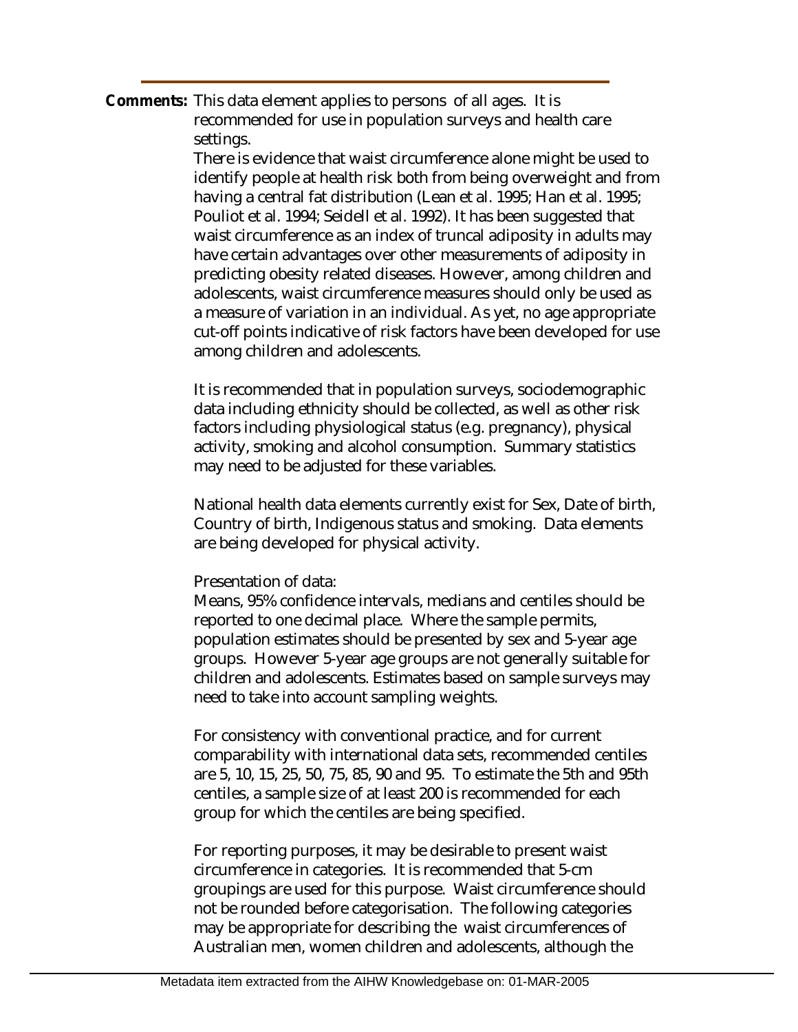**Comments:** This data element applies to persons of all ages. It is recommended for use in population surveys and health care settings.

There is evidence that waist circumference alone might be used to identify people at health risk both from being overweight and from having a central fat distribution (Lean et al. 1995; Han et al. 1995; Pouliot et al. 1994; Seidell et al. 1992). It has been suggested that waist circumference as an index of truncal adiposity in adults may have certain advantages over other measurements of adiposity in predicting obesity related diseases. However, among children and adolescents, waist circumference measures should only be used as a measure of variation in an individual. As yet, no age appropriate cut-off points indicative of risk factors have been developed for use among children and adolescents.

It is recommended that in population surveys, sociodemographic data including ethnicity should be collected, as well as other risk factors including physiological status (e.g. pregnancy), physical activity, smoking and alcohol consumption. Summary statistics may need to be adjusted for these variables.

National health data elements currently exist for Sex, Date of birth, Country of birth, Indigenous status and smoking. Data elements are being developed for physical activity.

Presentation of data:

Means, 95% confidence intervals, medians and centiles should be reported to one decimal place. Where the sample permits, population estimates should be presented by sex and 5-year age groups. However 5-year age groups are not generally suitable for children and adolescents. Estimates based on sample surveys may need to take into account sampling weights.

For consistency with conventional practice, and for current comparability with international data sets, recommended centiles are 5, 10, 15, 25, 50, 75, 85, 90 and 95. To estimate the 5th and 95th centiles, a sample size of at least 200 is recommended for each group for which the centiles are being specified.

For reporting purposes, it may be desirable to present waist circumference in categories. It is recommended that 5-cm groupings are used for this purpose. Waist circumference should not be rounded before categorisation. The following categories may be appropriate for describing the waist circumferences of Australian men, women children and adolescents, although the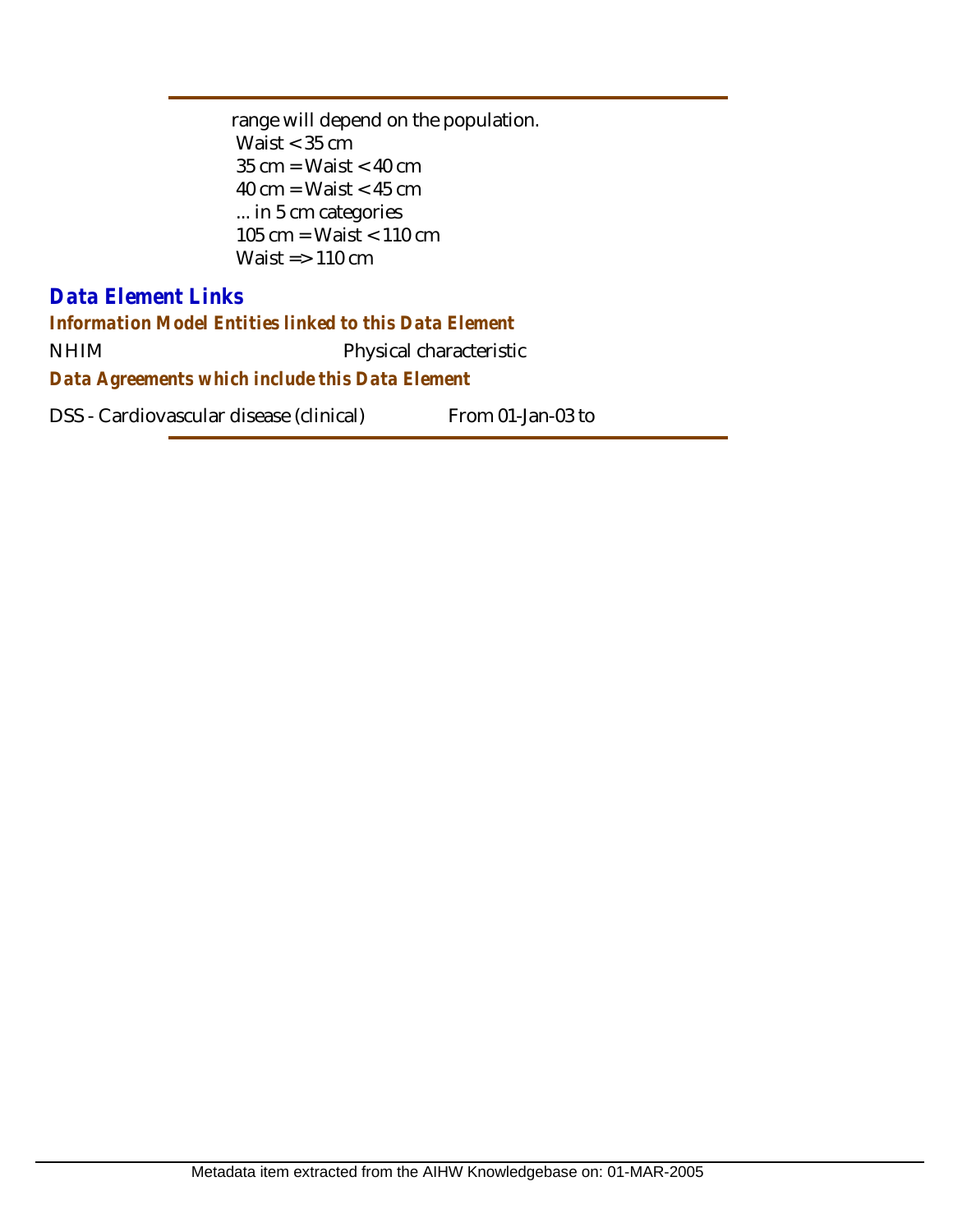range will depend on the population.
Waist < 35 cm
35 cm = Waist < 40 cm
40 cm = Waist < 45 cm
... in 5 cm categories
105 cm = Waist < 110 cm
Waist => 110 cm

## Data Element Links

### *Information Model Entities linked to this Data Element*

NHIM Physical characteristic

### *Data Agreements which include this Data Element*

DSS - Cardiovascular disease (clinical) From 01-Jan-03 to